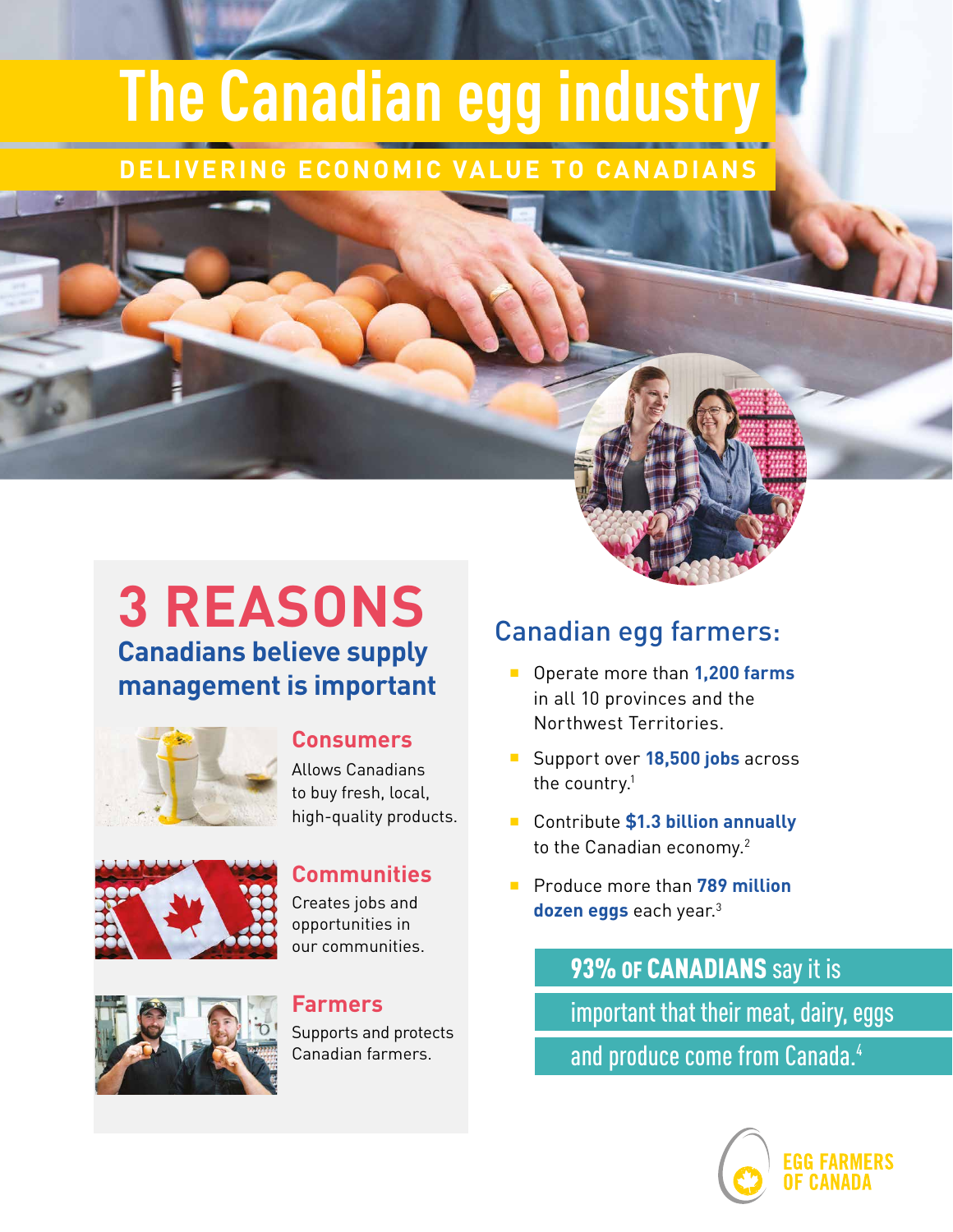# The Canadian egg industry

**DELIVERING ECONOMIC VALUE TO CANADIANS**

## 3 REASONS

### Canadians believe supply management is important

**Consumers**

Allows Canadians to buy fresh, local, high-quality products.

**Communities**

Creates jobs and opportunities in our communities.

**Farmers**

Supports and protects Canadian farmers.

## Canadian egg farmers:

- Operate more than **1,200 farms** in all 10 provinces and the Northwest Territories.
- Support over **18,500 jobs** across the country.[1]
- Contribute **$1.3 billion annually** to the Canadian economy.[2]
- Produce more than **789 million dozen eggs** each year.[3]

**93% OF CANADIANS** say it is important that their meat, dairy, eggs and produce come from Canada.[4]

EGG FARMERS OF CANADA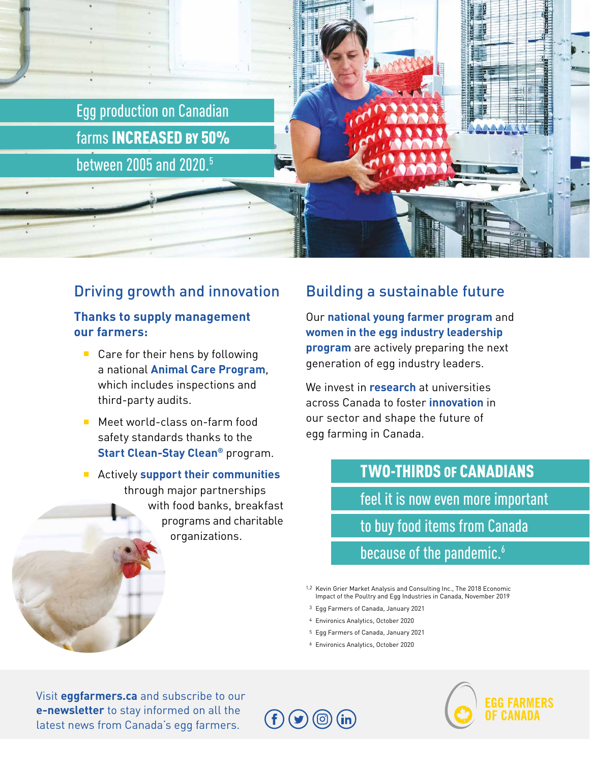Egg production on Canadian farms **INCREASED BY 50%** between 2005 and 2020.[5]

## Driving growth and innovation

### Thanks to supply management our farmers:

- Care for their hens by following a national **Animal Care Program**, which includes inspections and third-party audits.
- Meet world-class on-farm food safety standards thanks to the **Start Clean-Stay Clean®** program.
- Actively **support their communities** through major partnerships with food banks, breakfast programs and charitable organizations.

## Building a sustainable future

Our **national young farmer program** and **women in the egg industry leadership program** are actively preparing the next generation of egg industry leaders.

We invest in **research** at universities across Canada to foster **innovation** in our sector and shape the future of egg farming in Canada.

**TWO-THIRDS OF CANADIANS** feel it is now even more important to buy food items from Canada because of the pandemic.[6]

[1,2] Kevin Grier Market Analysis and Consulting Inc., The 2018 Economic Impact of the Poultry and Egg Industries in Canada, November 2019

[3] Egg Farmers of Canada, January 2021

[4] Environics Analytics, October 2020

[5] Egg Farmers of Canada, January 2021

[6] Environics Analytics, October 2020

Visit **eggfarmers.ca** and subscribe to our **e-newsletter** to stay informed on all the latest news from Canada's egg farmers.

EGG FARMERS OF CANADA